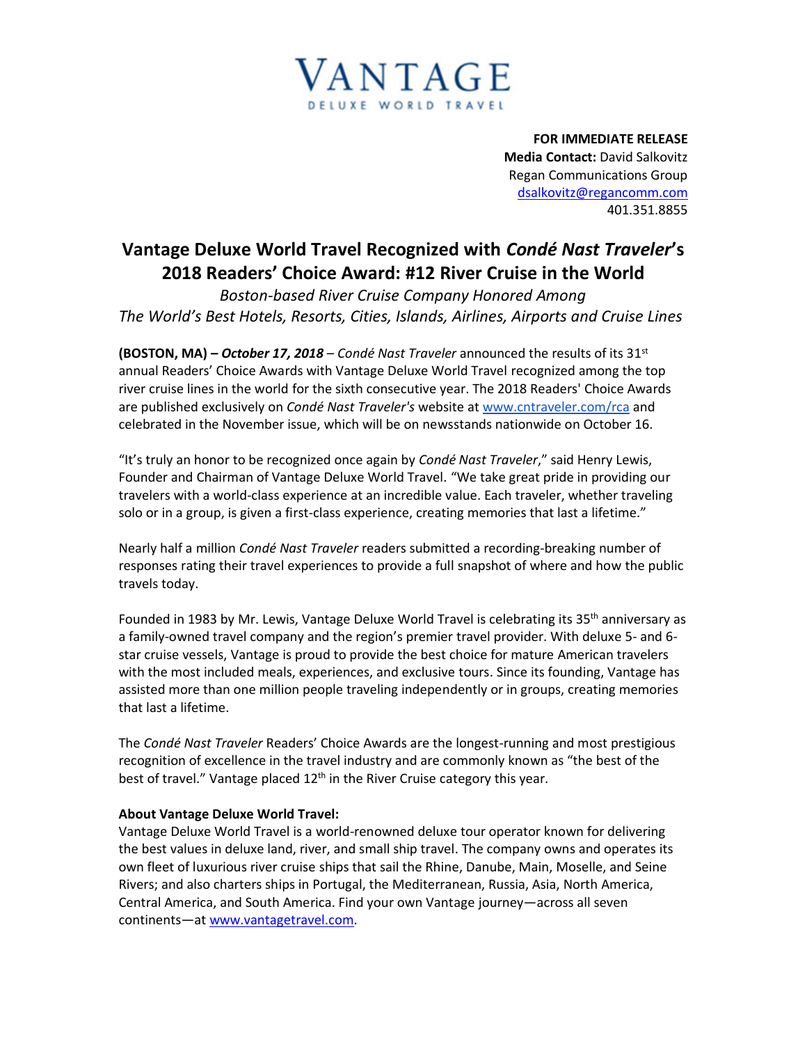VANTAGE
DELUXE WORLD TRAVEL

**FOR IMMEDIATE RELEASE**
**Media Contact:** David Salkovitz
Regan Communications Group
dsalkovitz@regancomm.com
401.351.8855

# Vantage Deluxe World Travel Recognized with *Condé Nast Traveler*'s 2018 Readers' Choice Award: #12 River Cruise in the World

*Boston-based River Cruise Company Honored Among*
*The World's Best Hotels, Resorts, Cities, Islands, Airlines, Airports and Cruise Lines*

**(BOSTON, MA) –** ***October 17, 2018*** – *Condé Nast Traveler* announced the results of its 31st annual Readers' Choice Awards with Vantage Deluxe World Travel recognized among the top river cruise lines in the world for the sixth consecutive year. The 2018 Readers' Choice Awards are published exclusively on *Condé Nast Traveler's* website at www.cntraveler.com/rca and celebrated in the November issue, which will be on newsstands nationwide on October 16.

"It's truly an honor to be recognized once again by *Condé Nast Traveler*," said Henry Lewis, Founder and Chairman of Vantage Deluxe World Travel. "We take great pride in providing our travelers with a world-class experience at an incredible value. Each traveler, whether traveling solo or in a group, is given a first-class experience, creating memories that last a lifetime."

Nearly half a million *Condé Nast Traveler* readers submitted a recording-breaking number of responses rating their travel experiences to provide a full snapshot of where and how the public travels today.

Founded in 1983 by Mr. Lewis, Vantage Deluxe World Travel is celebrating its 35th anniversary as a family-owned travel company and the region's premier travel provider. With deluxe 5- and 6-star cruise vessels, Vantage is proud to provide the best choice for mature American travelers with the most included meals, experiences, and exclusive tours. Since its founding, Vantage has assisted more than one million people traveling independently or in groups, creating memories that last a lifetime.

The *Condé Nast Traveler* Readers' Choice Awards are the longest-running and most prestigious recognition of excellence in the travel industry and are commonly known as "the best of the best of travel." Vantage placed 12th in the River Cruise category this year.

**About Vantage Deluxe World Travel:**
Vantage Deluxe World Travel is a world-renowned deluxe tour operator known for delivering the best values in deluxe land, river, and small ship travel. The company owns and operates its own fleet of luxurious river cruise ships that sail the Rhine, Danube, Main, Moselle, and Seine Rivers; and also charters ships in Portugal, the Mediterranean, Russia, Asia, North America, Central America, and South America. Find your own Vantage journey—across all seven continents—at www.vantagetravel.com.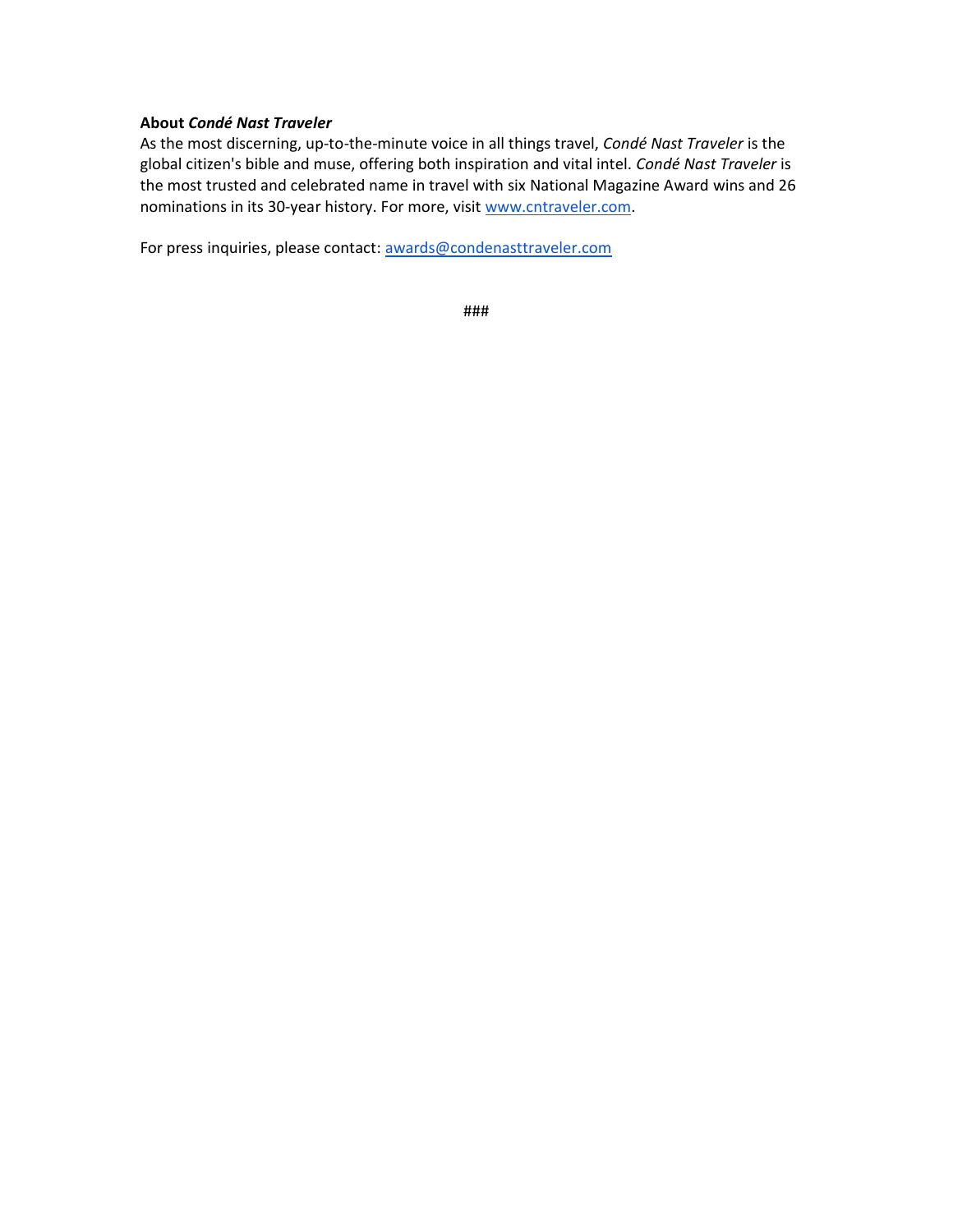**About *Condé Nast Traveler***
As the most discerning, up-to-the-minute voice in all things travel, *Condé Nast Traveler* is the global citizen's bible and muse, offering both inspiration and vital intel. *Condé Nast Traveler* is the most trusted and celebrated name in travel with six National Magazine Award wins and 26 nominations in its 30-year history. For more, visit [www.cntraveler.com](http://www.cntraveler.com).

For press inquiries, please contact: [awards@condenasttraveler.com](mailto:awards@condenasttraveler.com)

###